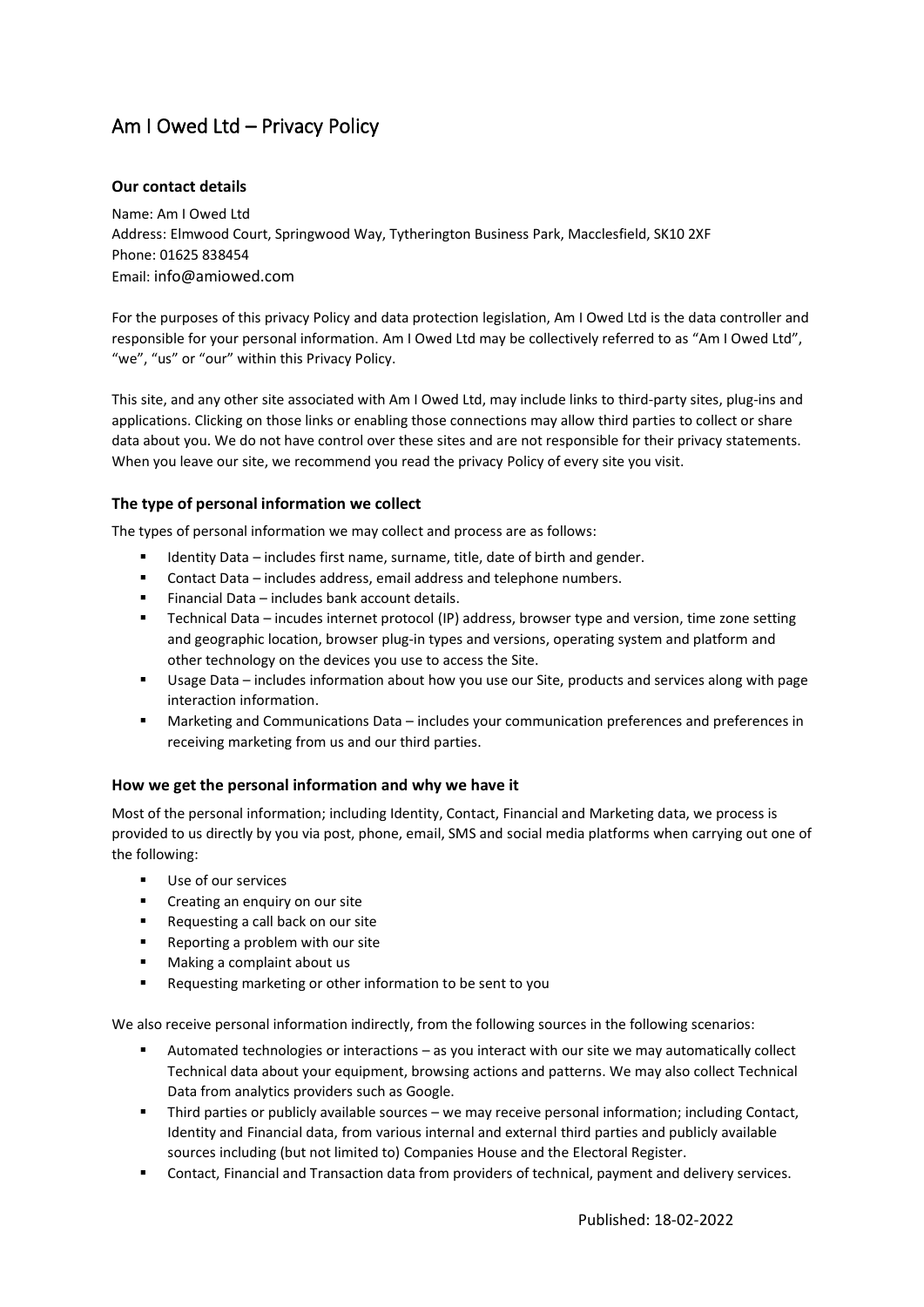# Am I Owed Ltd – Privacy Policy

### Our contact details

Name: Am I Owed Ltd
Address: Elmwood Court, Springwood Way, Tytherington Business Park, Macclesfield, SK10 2XF
Phone: 01625 838454
Email: info@amiowed.com

For the purposes of this privacy Policy and data protection legislation, Am I Owed Ltd is the data controller and responsible for your personal information. Am I Owed Ltd may be collectively referred to as "Am I Owed Ltd", "we", "us" or "our" within this Privacy Policy.

This site, and any other site associated with Am I Owed Ltd, may include links to third-party sites, plug-ins and applications. Clicking on those links or enabling those connections may allow third parties to collect or share data about you. We do not have control over these sites and are not responsible for their privacy statements. When you leave our site, we recommend you read the privacy Policy of every site you visit.

### The type of personal information we collect

The types of personal information we may collect and process are as follows:

- Identity Data – includes first name, surname, title, date of birth and gender.
- Contact Data – includes address, email address and telephone numbers.
- Financial Data – includes bank account details.
- Technical Data – incudes internet protocol (IP) address, browser type and version, time zone setting and geographic location, browser plug-in types and versions, operating system and platform and other technology on the devices you use to access the Site.
- Usage Data – includes information about how you use our Site, products and services along with page interaction information.
- Marketing and Communications Data – includes your communication preferences and preferences in receiving marketing from us and our third parties.

### How we get the personal information and why we have it

Most of the personal information; including Identity, Contact, Financial and Marketing data, we process is provided to us directly by you via post, phone, email, SMS and social media platforms when carrying out one of the following:

- Use of our services
- Creating an enquiry on our site
- Requesting a call back on our site
- Reporting a problem with our site
- Making a complaint about us
- Requesting marketing or other information to be sent to you

We also receive personal information indirectly, from the following sources in the following scenarios:

- Automated technologies or interactions – as you interact with our site we may automatically collect Technical data about your equipment, browsing actions and patterns. We may also collect Technical Data from analytics providers such as Google.
- Third parties or publicly available sources – we may receive personal information; including Contact, Identity and Financial data, from various internal and external third parties and publicly available sources including (but not limited to) Companies House and the Electoral Register.
- Contact, Financial and Transaction data from providers of technical, payment and delivery services.

Published: 18-02-2022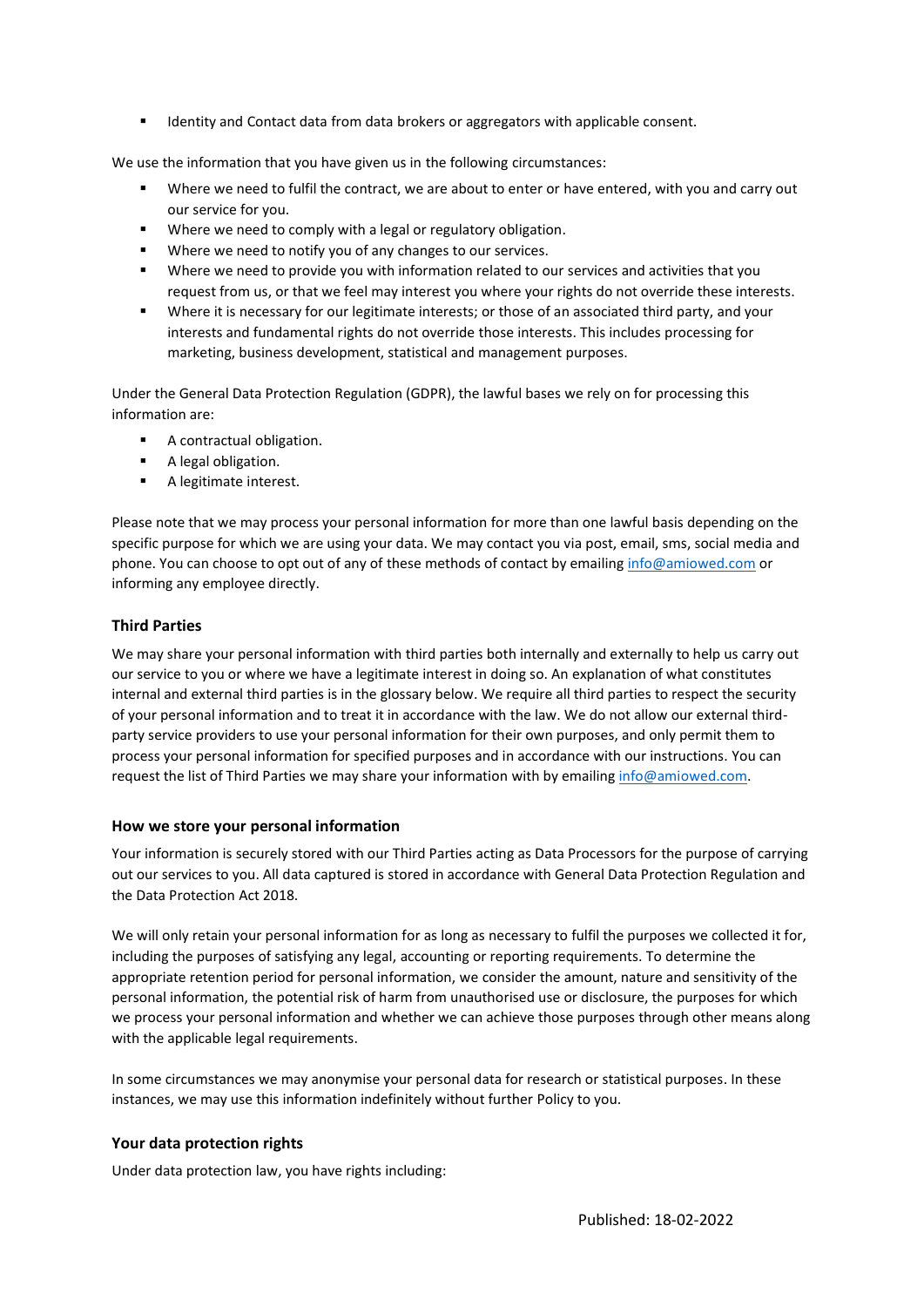- Identity and Contact data from data brokers or aggregators with applicable consent.

We use the information that you have given us in the following circumstances:

- Where we need to fulfil the contract, we are about to enter or have entered, with you and carry out our service for you.
- Where we need to comply with a legal or regulatory obligation.
- Where we need to notify you of any changes to our services.
- Where we need to provide you with information related to our services and activities that you request from us, or that we feel may interest you where your rights do not override these interests.
- Where it is necessary for our legitimate interests; or those of an associated third party, and your interests and fundamental rights do not override those interests. This includes processing for marketing, business development, statistical and management purposes.

Under the General Data Protection Regulation (GDPR), the lawful bases we rely on for processing this information are:

- A contractual obligation.
- A legal obligation.
- A legitimate interest.

Please note that we may process your personal information for more than one lawful basis depending on the specific purpose for which we are using your data. We may contact you via post, email, sms, social media and phone. You can choose to opt out of any of these methods of contact by emailing info@amiowed.com or informing any employee directly.

### Third Parties

We may share your personal information with third parties both internally and externally to help us carry out our service to you or where we have a legitimate interest in doing so. An explanation of what constitutes internal and external third parties is in the glossary below. We require all third parties to respect the security of your personal information and to treat it in accordance with the law. We do not allow our external third-party service providers to use your personal information for their own purposes, and only permit them to process your personal information for specified purposes and in accordance with our instructions. You can request the list of Third Parties we may share your information with by emailing info@amiowed.com.

### How we store your personal information

Your information is securely stored with our Third Parties acting as Data Processors for the purpose of carrying out our services to you. All data captured is stored in accordance with General Data Protection Regulation and the Data Protection Act 2018.

We will only retain your personal information for as long as necessary to fulfil the purposes we collected it for, including the purposes of satisfying any legal, accounting or reporting requirements. To determine the appropriate retention period for personal information, we consider the amount, nature and sensitivity of the personal information, the potential risk of harm from unauthorised use or disclosure, the purposes for which we process your personal information and whether we can achieve those purposes through other means along with the applicable legal requirements.

In some circumstances we may anonymise your personal data for research or statistical purposes. In these instances, we may use this information indefinitely without further Policy to you.

### Your data protection rights

Under data protection law, you have rights including: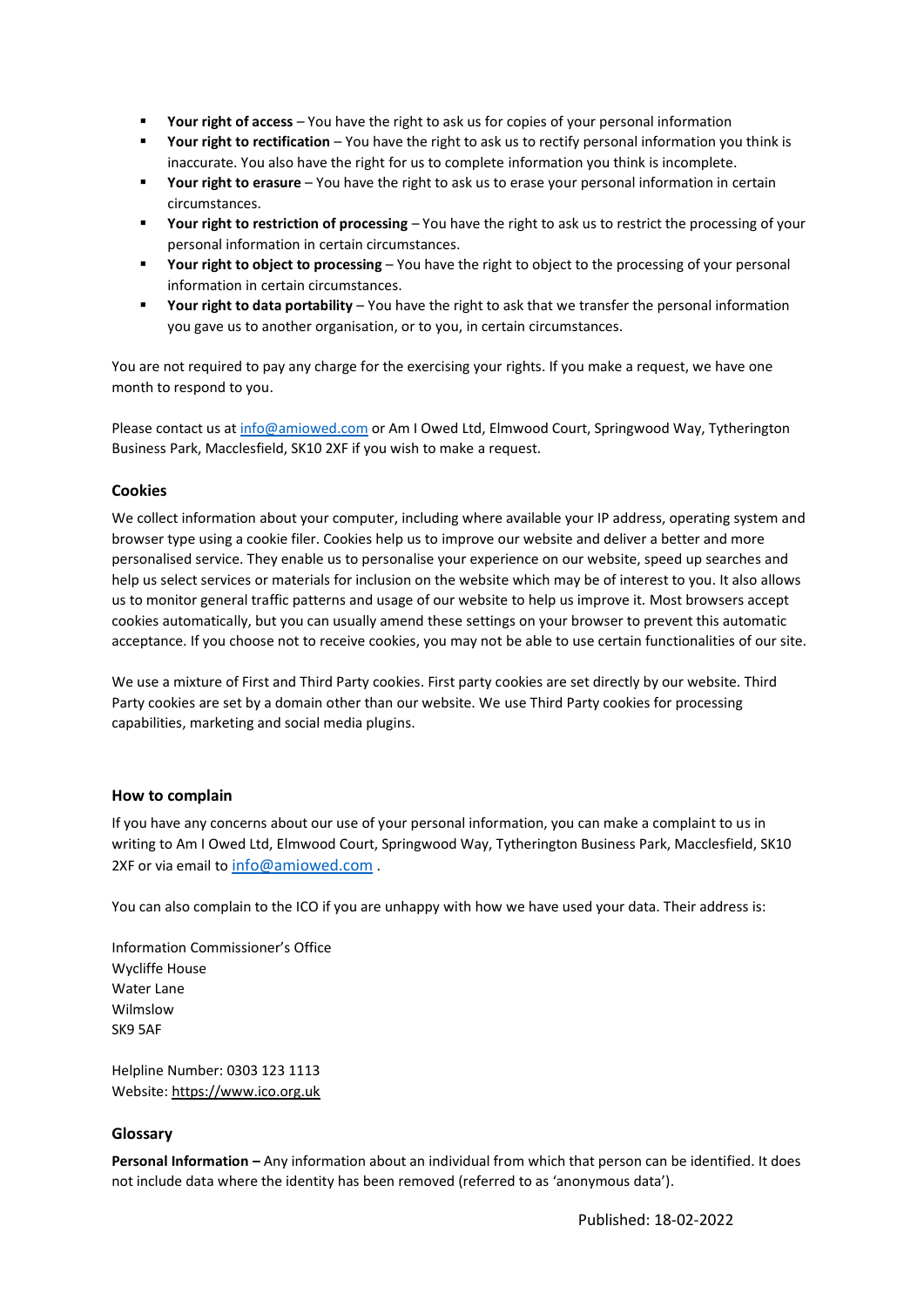- **Your right of access** – You have the right to ask us for copies of your personal information
- **Your right to rectification** – You have the right to ask us to rectify personal information you think is inaccurate. You also have the right for us to complete information you think is incomplete.
- **Your right to erasure** – You have the right to ask us to erase your personal information in certain circumstances.
- **Your right to restriction of processing** – You have the right to ask us to restrict the processing of your personal information in certain circumstances.
- **Your right to object to processing** – You have the right to object to the processing of your personal information in certain circumstances.
- **Your right to data portability** – You have the right to ask that we transfer the personal information you gave us to another organisation, or to you, in certain circumstances.

You are not required to pay any charge for the exercising your rights. If you make a request, we have one month to respond to you.

Please contact us at info@amiowed.com or Am I Owed Ltd, Elmwood Court, Springwood Way, Tytherington Business Park, Macclesfield, SK10 2XF if you wish to make a request.

### Cookies

We collect information about your computer, including where available your IP address, operating system and browser type using a cookie filer. Cookies help us to improve our website and deliver a better and more personalised service. They enable us to personalise your experience on our website, speed up searches and help us select services or materials for inclusion on the website which may be of interest to you. It also allows us to monitor general traffic patterns and usage of our website to help us improve it. Most browsers accept cookies automatically, but you can usually amend these settings on your browser to prevent this automatic acceptance. If you choose not to receive cookies, you may not be able to use certain functionalities of our site.

We use a mixture of First and Third Party cookies. First party cookies are set directly by our website. Third Party cookies are set by a domain other than our website. We use Third Party cookies for processing capabilities, marketing and social media plugins.

### How to complain

If you have any concerns about our use of your personal information, you can make a complaint to us in writing to Am I Owed Ltd, Elmwood Court, Springwood Way, Tytherington Business Park, Macclesfield, SK10 2XF or via email to info@amiowed.com .

You can also complain to the ICO if you are unhappy with how we have used your data. Their address is:

Information Commissioner's Office
Wycliffe House
Water Lane
Wilmslow
SK9 5AF

Helpline Number: 0303 123 1113
Website: https://www.ico.org.uk

### Glossary

**Personal Information –** Any information about an individual from which that person can be identified. It does not include data where the identity has been removed (referred to as 'anonymous data').

Published: 18-02-2022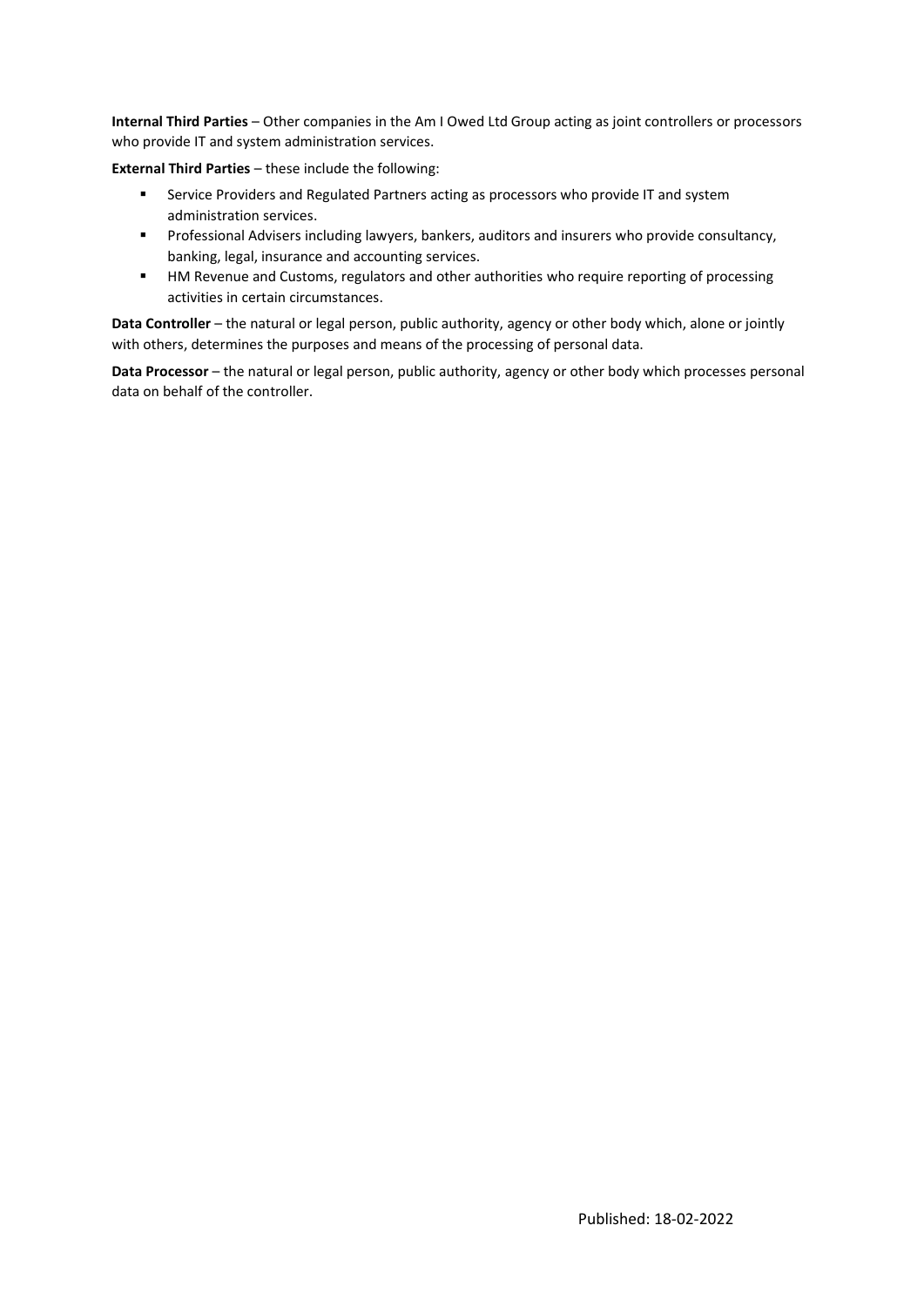**Internal Third Parties** – Other companies in the Am I Owed Ltd Group acting as joint controllers or processors who provide IT and system administration services.

**External Third Parties** – these include the following:

- Service Providers and Regulated Partners acting as processors who provide IT and system administration services.
- Professional Advisers including lawyers, bankers, auditors and insurers who provide consultancy, banking, legal, insurance and accounting services.
- HM Revenue and Customs, regulators and other authorities who require reporting of processing activities in certain circumstances.

**Data Controller** – the natural or legal person, public authority, agency or other body which, alone or jointly with others, determines the purposes and means of the processing of personal data.

**Data Processor** – the natural or legal person, public authority, agency or other body which processes personal data on behalf of the controller.

Published: 18-02-2022